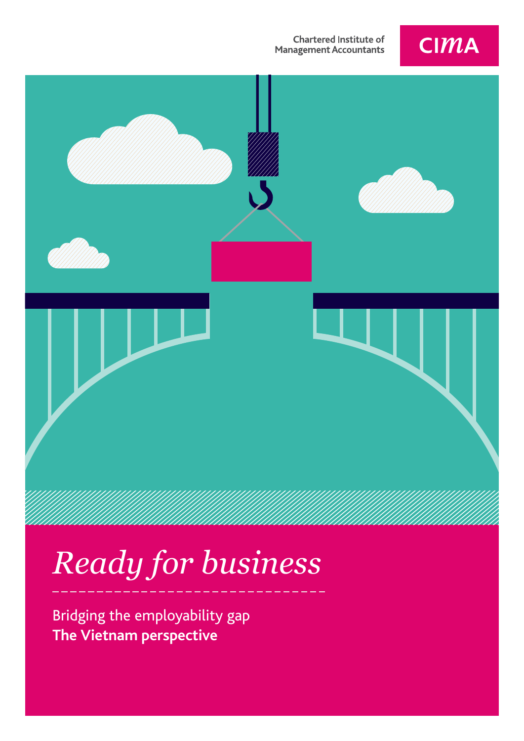Chartered Institute of Management Accountants

CIMA

# *Ready for business*

Bridging the employability gap

**The Vietnam perspective**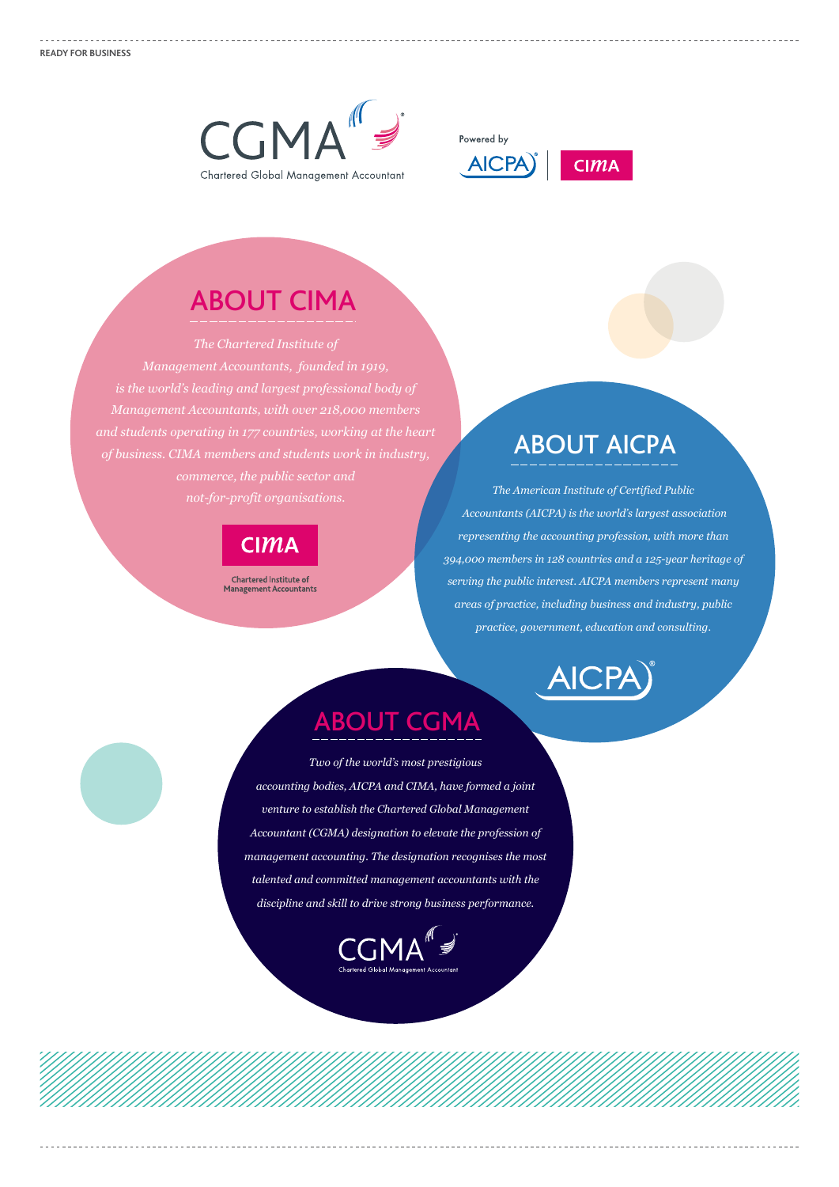## ABOUT CIMA

*The Chartered Institute of Management Accountants, founded in 1919, is the world's leading and largest professional body of Management Accountants, with over 218,000 members and students operating in 177 countries, working at the heart of business. CIMA members and students work in industry, commerce, the public sector and not-for-profit organisations.*

## ABOUT AICPA

*The American Institute of Certified Public Accountants (AICPA) is the world's largest association representing the accounting profession, with more than 394,000 members in 128 countries and a 125-year heritage of serving the public interest. AICPA members represent many areas of practice, including business and industry, public practice, government, education and consulting.*

## ABOUT CGMA

*Two of the world's most prestigious accounting bodies, AICPA and CIMA, have formed a joint venture to establish the Chartered Global Management Accountant (CGMA) designation to elevate the profession of management accounting. The designation recognises the most talented and committed management accountants with the discipline and skill to drive strong business performance.*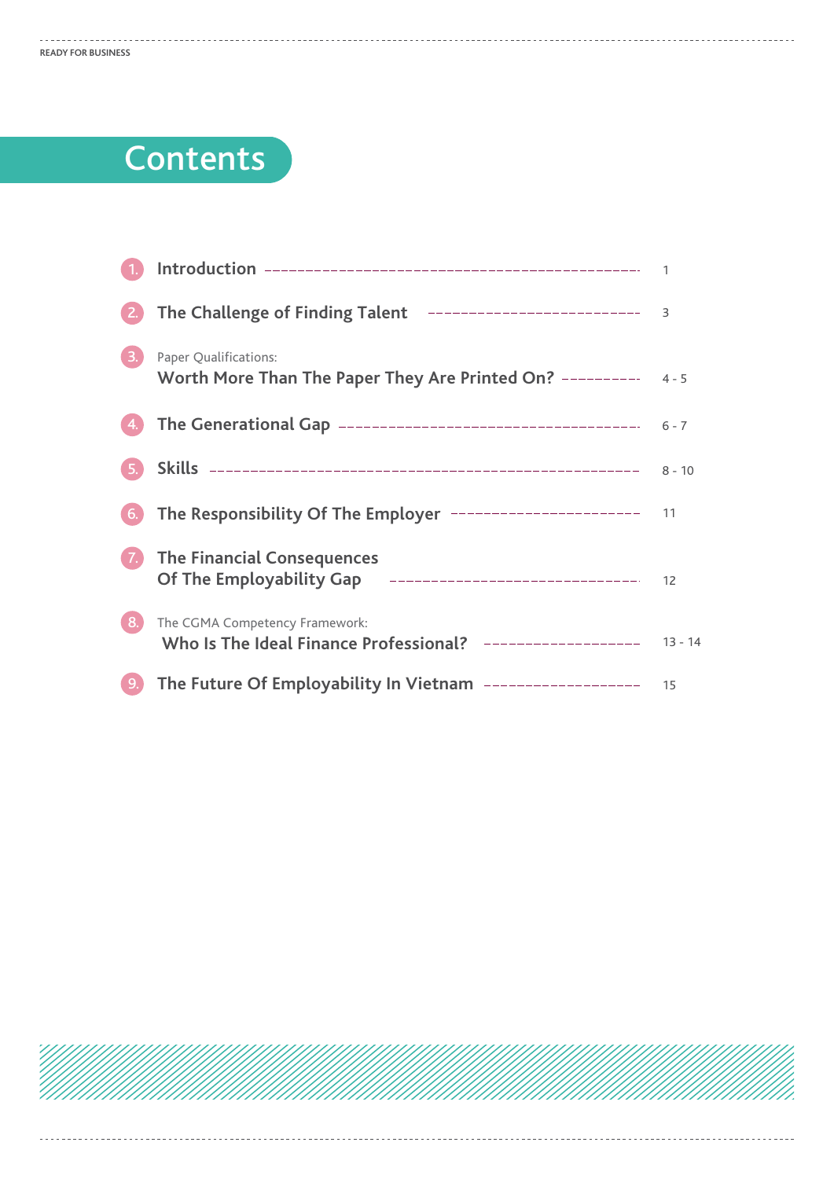# Contents

1. **Introduction** — 1
2. **The Challenge of Finding Talent** — 3
3. Paper Qualifications: **Worth More Than The Paper They Are Printed On?** — 4 - 5
4. **The Generational Gap** — 6 - 7
5. **Skills** — 8 - 10
6. **The Responsibility Of The Employer** — 11
7. **The Financial Consequences Of The Employability Gap** — 12
8. The CGMA Competency Framework: **Who Is The Ideal Finance Professional?** — 13 - 14
9. **The Future Of Employability In Vietnam** — 15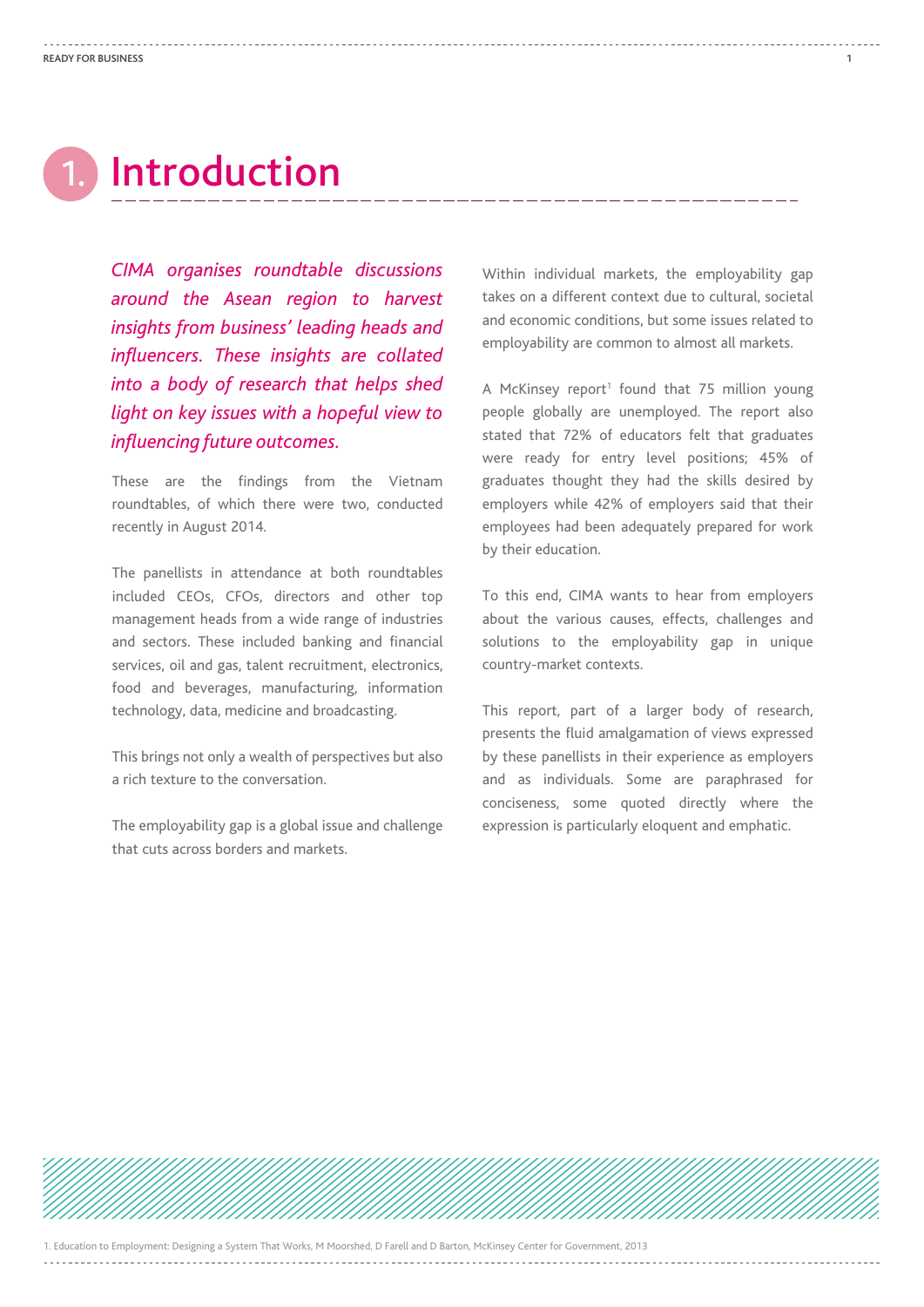# 1. Introduction

*CIMA organises roundtable discussions around the Asean region to harvest insights from business' leading heads and influencers. These insights are collated into a body of research that helps shed light on key issues with a hopeful view to influencing future outcomes.*

These are the findings from the Vietnam roundtables, of which there were two, conducted recently in August 2014.

The panellists in attendance at both roundtables included CEOs, CFOs, directors and other top management heads from a wide range of industries and sectors. These included banking and financial services, oil and gas, talent recruitment, electronics, food and beverages, manufacturing, information technology, data, medicine and broadcasting.

This brings not only a wealth of perspectives but also a rich texture to the conversation.

The employability gap is a global issue and challenge that cuts across borders and markets.

Within individual markets, the employability gap takes on a different context due to cultural, societal and economic conditions, but some issues related to employability are common to almost all markets.

A McKinsey report[1] found that 75 million young people globally are unemployed. The report also stated that 72% of educators felt that graduates were ready for entry level positions; 45% of graduates thought they had the skills desired by employers while 42% of employers said that their employees had been adequately prepared for work by their education.

To this end, CIMA wants to hear from employers about the various causes, effects, challenges and solutions to the employability gap in unique country-market contexts.

This report, part of a larger body of research, presents the fluid amalgamation of views expressed by these panellists in their experience as employers and as individuals. Some are paraphrased for conciseness, some quoted directly where the expression is particularly eloquent and emphatic.

1. Education to Employment: Designing a System That Works, M Moorshed, D Farell and D Barton, McKinsey Center for Government, 2013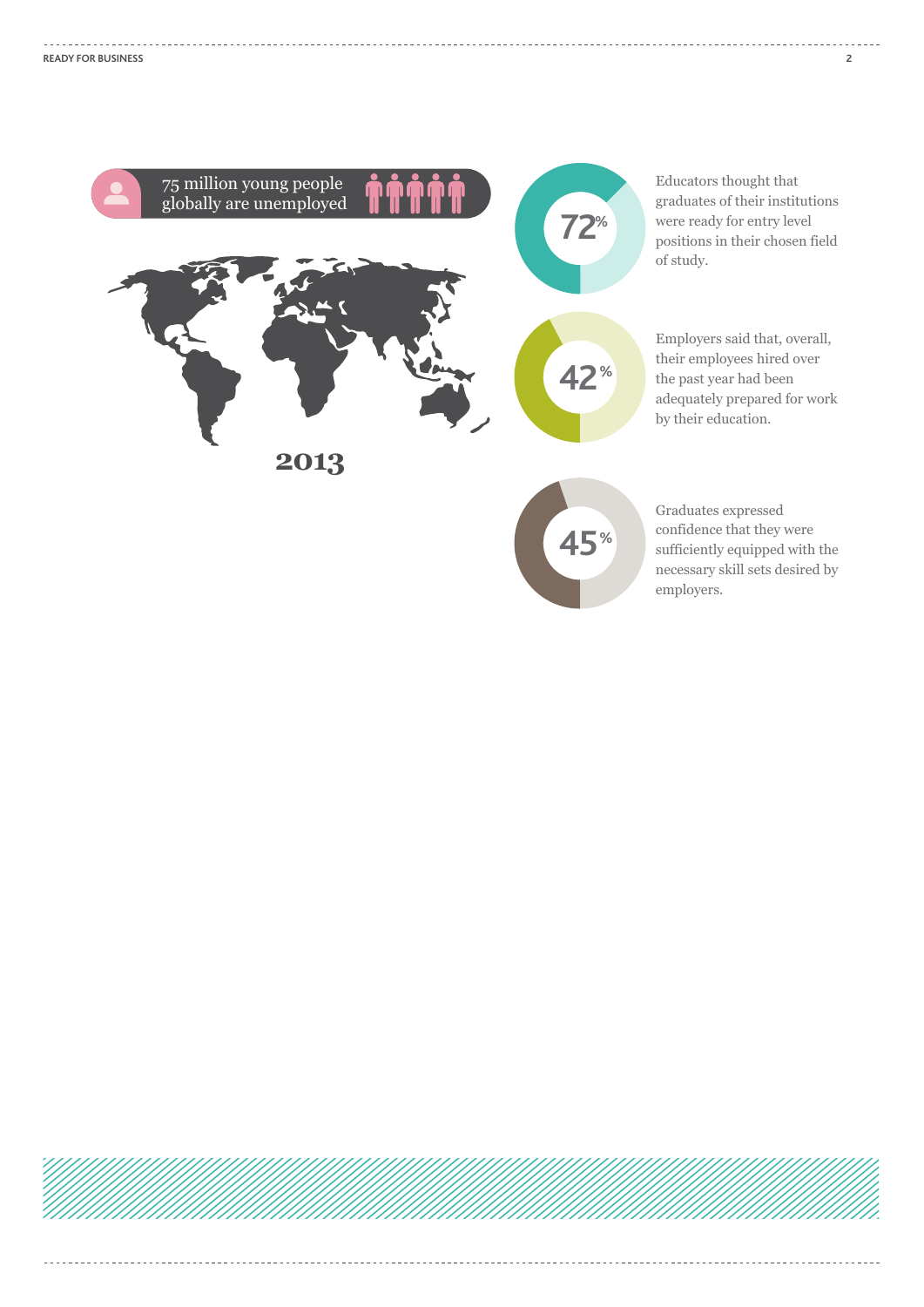75 million young people globally are unemployed

2013

**72%**

Educators thought that graduates of their institutions were ready for entry level positions in their chosen field of study.

**42%**

Employers said that, overall, their employees hired over the past year had been adequately prepared for work by their education.

**45%**

Graduates expressed confidence that they were sufficiently equipped with the necessary skill sets desired by employers.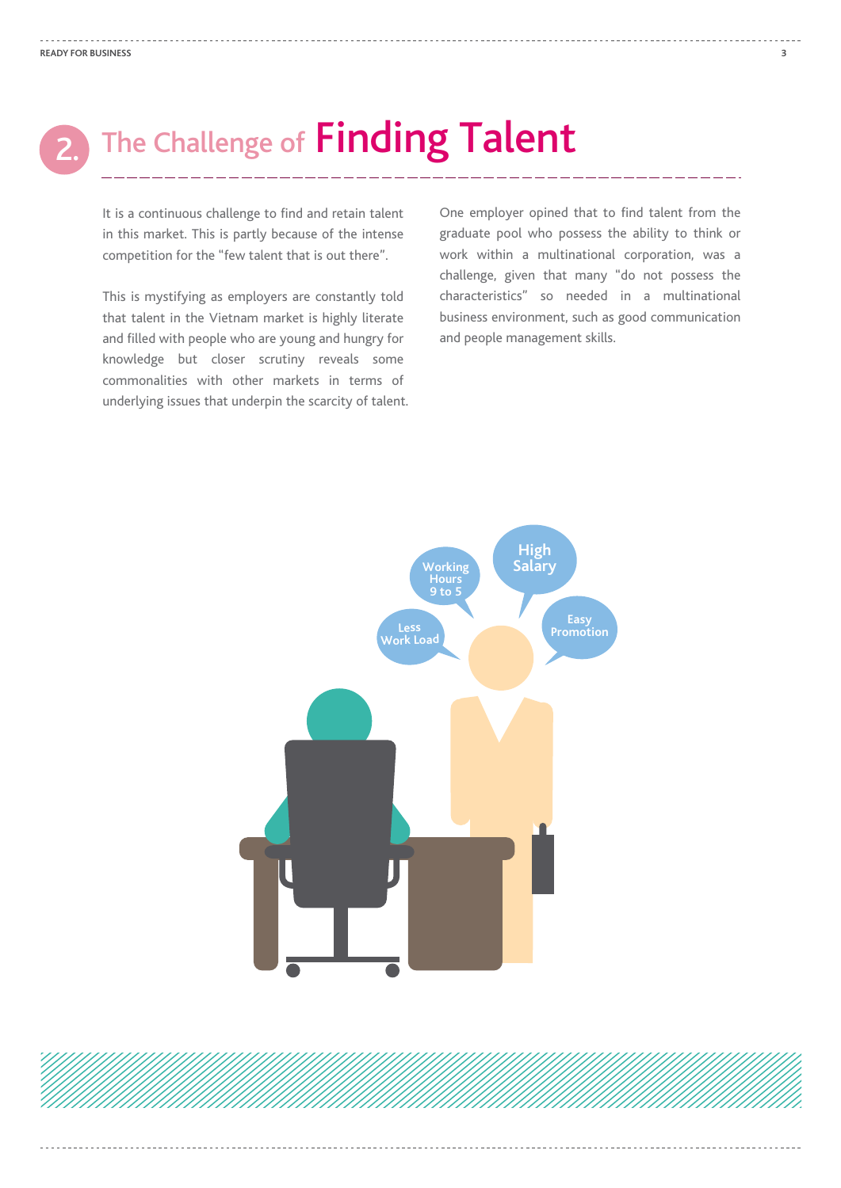# 2. The Challenge of Finding Talent

It is a continuous challenge to find and retain talent in this market. This is partly because of the intense competition for the "few talent that is out there".

This is mystifying as employers are constantly told that talent in the Vietnam market is highly literate and filled with people who are young and hungry for knowledge but closer scrutiny reveals some commonalities with other markets in terms of underlying issues that underpin the scarcity of talent.

One employer opined that to find talent from the graduate pool who possess the ability to think or work within a multinational corporation, was a challenge, given that many "do not possess the characteristics" so needed in a multinational business environment, such as good communication and people management skills.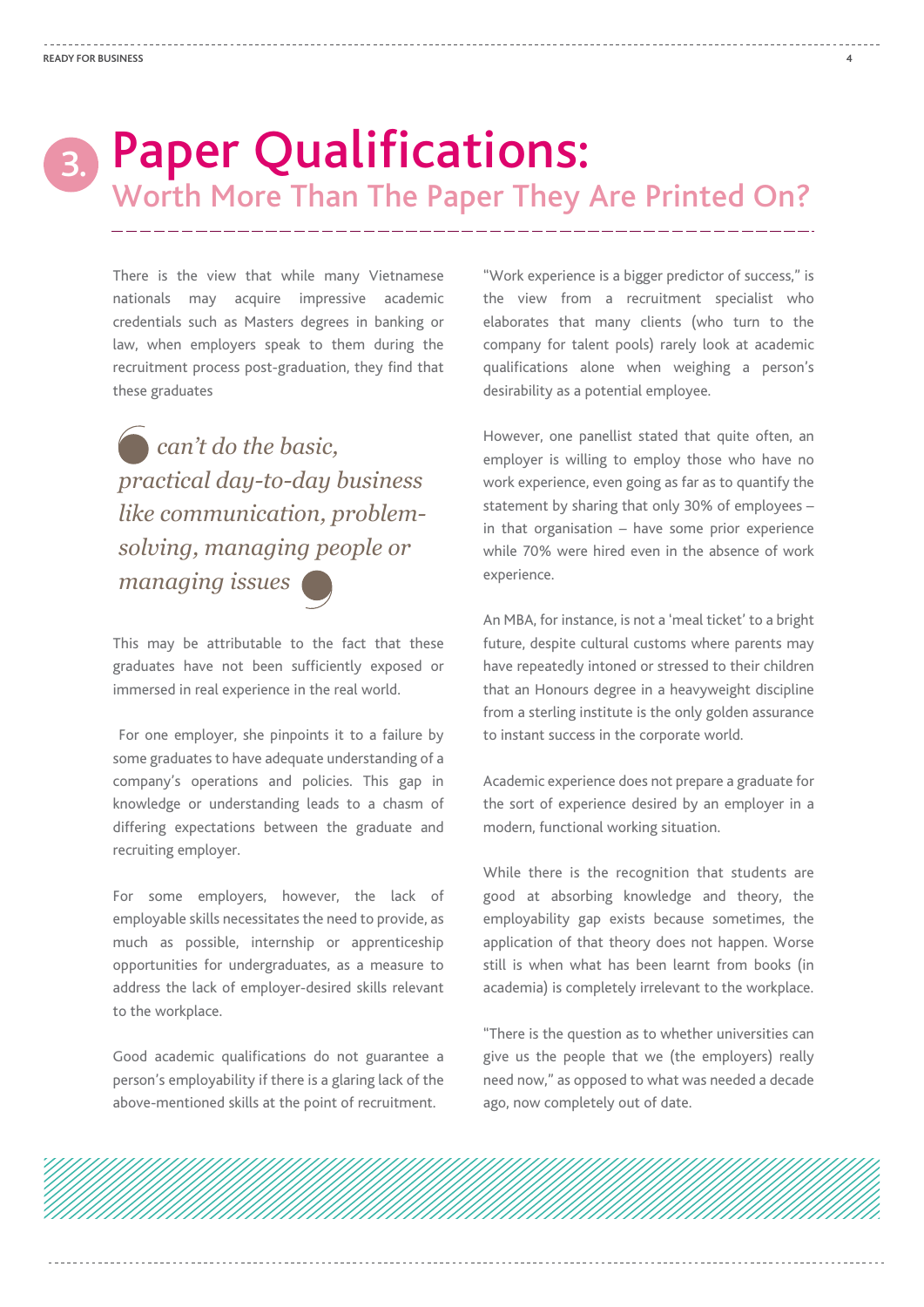# 3. Paper Qualifications:

## Worth More Than The Paper They Are Printed On?

There is the view that while many Vietnamese nationals may acquire impressive academic credentials such as Masters degrees in banking or law, when employers speak to them during the recruitment process post-graduation, they find that these graduates

> *can't do the basic, practical day-to-day business like communication, problem-solving, managing people or managing issues*

This may be attributable to the fact that these graduates have not been sufficiently exposed or immersed in real experience in the real world.

For one employer, she pinpoints it to a failure by some graduates to have adequate understanding of a company's operations and policies. This gap in knowledge or understanding leads to a chasm of differing expectations between the graduate and recruiting employer.

For some employers, however, the lack of employable skills necessitates the need to provide, as much as possible, internship or apprenticeship opportunities for undergraduates, as a measure to address the lack of employer-desired skills relevant to the workplace.

Good academic qualifications do not guarantee a person's employability if there is a glaring lack of the above-mentioned skills at the point of recruitment.

"Work experience is a bigger predictor of success," is the view from a recruitment specialist who elaborates that many clients (who turn to the company for talent pools) rarely look at academic qualifications alone when weighing a person's desirability as a potential employee.

However, one panellist stated that quite often, an employer is willing to employ those who have no work experience, even going as far as to quantify the statement by sharing that only 30% of employees – in that organisation – have some prior experience while 70% were hired even in the absence of work experience.

An MBA, for instance, is not a 'meal ticket' to a bright future, despite cultural customs where parents may have repeatedly intoned or stressed to their children that an Honours degree in a heavyweight discipline from a sterling institute is the only golden assurance to instant success in the corporate world.

Academic experience does not prepare a graduate for the sort of experience desired by an employer in a modern, functional working situation.

While there is the recognition that students are good at absorbing knowledge and theory, the employability gap exists because sometimes, the application of that theory does not happen. Worse still is when what has been learnt from books (in academia) is completely irrelevant to the workplace.

"There is the question as to whether universities can give us the people that we (the employers) really need now," as opposed to what was needed a decade ago, now completely out of date.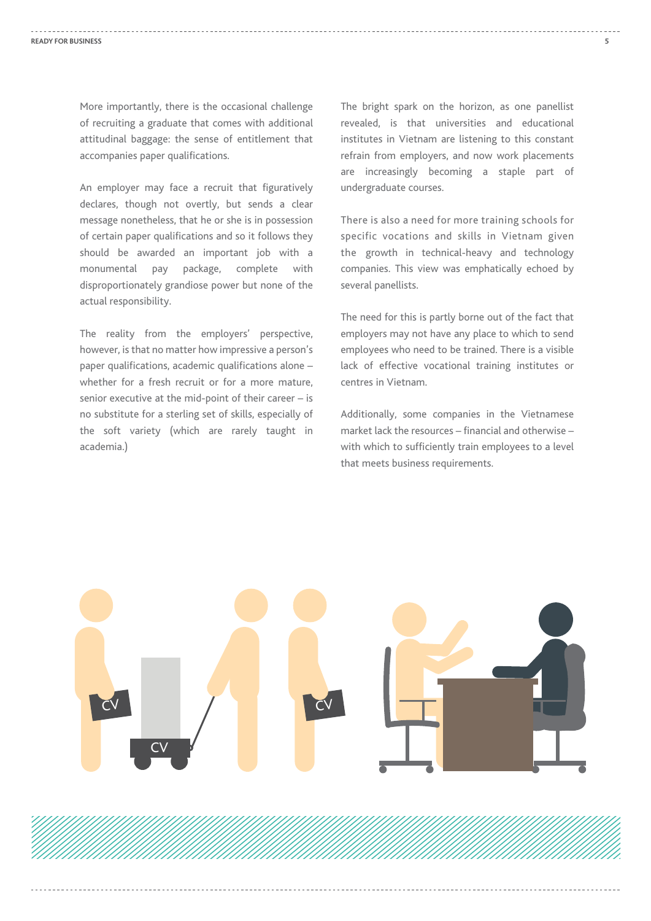More importantly, there is the occasional challenge of recruiting a graduate that comes with additional attitudinal baggage: the sense of entitlement that accompanies paper qualifications.

An employer may face a recruit that figuratively declares, though not overtly, but sends a clear message nonetheless, that he or she is in possession of certain paper qualifications and so it follows they should be awarded an important job with a monumental pay package, complete with disproportionately grandiose power but none of the actual responsibility.

The reality from the employers' perspective, however, is that no matter how impressive a person's paper qualifications, academic qualifications alone – whether for a fresh recruit or for a more mature, senior executive at the mid-point of their career – is no substitute for a sterling set of skills, especially of the soft variety (which are rarely taught in academia.)

The bright spark on the horizon, as one panellist revealed, is that universities and educational institutes in Vietnam are listening to this constant refrain from employers, and now work placements are increasingly becoming a staple part of undergraduate courses.

There is also a need for more training schools for specific vocations and skills in Vietnam given the growth in technical-heavy and technology companies. This view was emphatically echoed by several panellists.

The need for this is partly borne out of the fact that employers may not have any place to which to send employees who need to be trained. There is a visible lack of effective vocational training institutes or centres in Vietnam.

Additionally, some companies in the Vietnamese market lack the resources – financial and otherwise – with which to sufficiently train employees to a level that meets business requirements.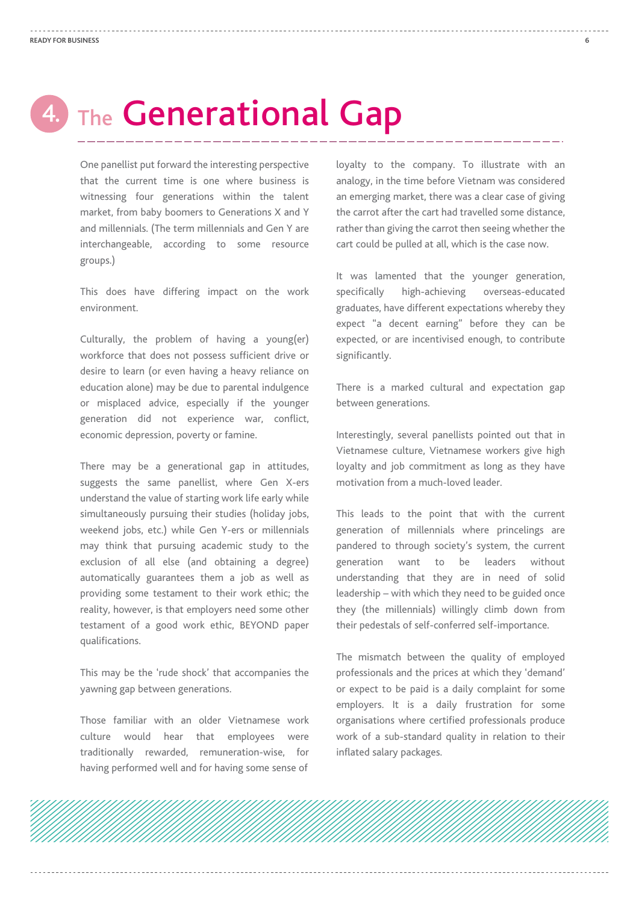# 4. The Generational Gap

One panellist put forward the interesting perspective that the current time is one where business is witnessing four generations within the talent market, from baby boomers to Generations X and Y and millennials. (The term millennials and Gen Y are interchangeable, according to some resource groups.)

This does have differing impact on the work environment.

Culturally, the problem of having a young(er) workforce that does not possess sufficient drive or desire to learn (or even having a heavy reliance on education alone) may be due to parental indulgence or misplaced advice, especially if the younger generation did not experience war, conflict, economic depression, poverty or famine.

There may be a generational gap in attitudes, suggests the same panellist, where Gen X-ers understand the value of starting work life early while simultaneously pursuing their studies (holiday jobs, weekend jobs, etc.) while Gen Y-ers or millennials may think that pursuing academic study to the exclusion of all else (and obtaining a degree) automatically guarantees them a job as well as providing some testament to their work ethic; the reality, however, is that employers need some other testament of a good work ethic, BEYOND paper qualifications.

This may be the 'rude shock' that accompanies the yawning gap between generations.

Those familiar with an older Vietnamese work culture would hear that employees were traditionally rewarded, remuneration-wise, for having performed well and for having some sense of loyalty to the company. To illustrate with an analogy, in the time before Vietnam was considered an emerging market, there was a clear case of giving the carrot after the cart had travelled some distance, rather than giving the carrot then seeing whether the cart could be pulled at all, which is the case now.

It was lamented that the younger generation, specifically high-achieving overseas-educated graduates, have different expectations whereby they expect "a decent earning" before they can be expected, or are incentivised enough, to contribute significantly.

There is a marked cultural and expectation gap between generations.

Interestingly, several panellists pointed out that in Vietnamese culture, Vietnamese workers give high loyalty and job commitment as long as they have motivation from a much-loved leader.

This leads to the point that with the current generation of millennials where princelings are pandered to through society's system, the current generation want to be leaders without understanding that they are in need of solid leadership – with which they need to be guided once they (the millennials) willingly climb down from their pedestals of self-conferred self-importance.

The mismatch between the quality of employed professionals and the prices at which they 'demand' or expect to be paid is a daily complaint for some employers. It is a daily frustration for some organisations where certified professionals produce work of a sub-standard quality in relation to their inflated salary packages.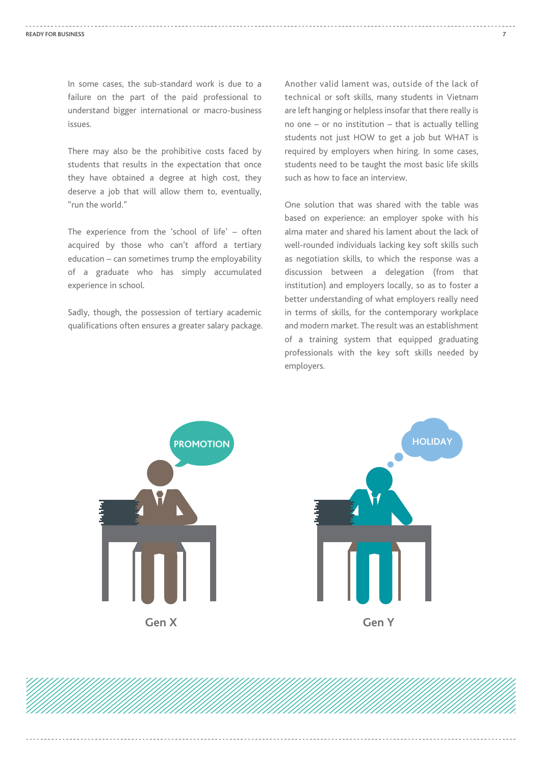In some cases, the sub-standard work is due to a failure on the part of the paid professional to understand bigger international or macro-business issues.

There may also be the prohibitive costs faced by students that results in the expectation that once they have obtained a degree at high cost, they deserve a job that will allow them to, eventually, "run the world."

The experience from the 'school of life' – often acquired by those who can't afford a tertiary education – can sometimes trump the employability of a graduate who has simply accumulated experience in school.

Sadly, though, the possession of tertiary academic qualifications often ensures a greater salary package.

Another valid lament was, outside of the lack of technical or soft skills, many students in Vietnam are left hanging or helpless insofar that there really is no one – or no institution – that is actually telling students not just HOW to get a job but WHAT is required by employers when hiring. In some cases, students need to be taught the most basic life skills such as how to face an interview.

One solution that was shared with the table was based on experience: an employer spoke with his alma mater and shared his lament about the lack of well-rounded individuals lacking key soft skills such as negotiation skills, to which the response was a discussion between a delegation (from that institution) and employers locally, so as to foster a better understanding of what employers really need in terms of skills, for the contemporary workplace and modern market. The result was an establishment of a training system that equipped graduating professionals with the key soft skills needed by employers.

PROMOTION

Gen X

HOLIDAY

Gen Y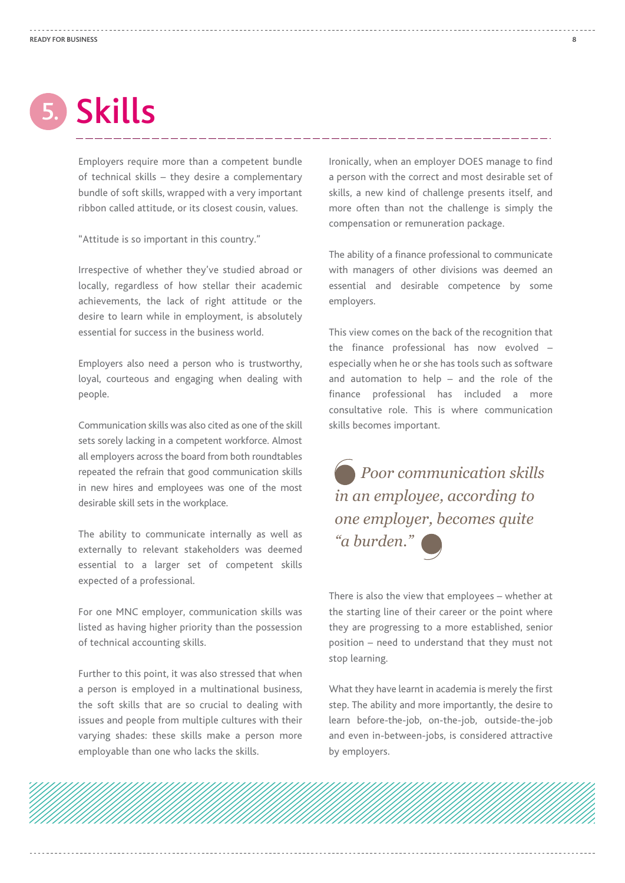# 5. Skills

Employers require more than a competent bundle of technical skills – they desire a complementary bundle of soft skills, wrapped with a very important ribbon called attitude, or its closest cousin, values.

"Attitude is so important in this country."

Irrespective of whether they've studied abroad or locally, regardless of how stellar their academic achievements, the lack of right attitude or the desire to learn while in employment, is absolutely essential for success in the business world.

Employers also need a person who is trustworthy, loyal, courteous and engaging when dealing with people.

Communication skills was also cited as one of the skill sets sorely lacking in a competent workforce. Almost all employers across the board from both roundtables repeated the refrain that good communication skills in new hires and employees was one of the most desirable skill sets in the workplace.

The ability to communicate internally as well as externally to relevant stakeholders was deemed essential to a larger set of competent skills expected of a professional.

For one MNC employer, communication skills was listed as having higher priority than the possession of technical accounting skills.

Further to this point, it was also stressed that when a person is employed in a multinational business, the soft skills that are so crucial to dealing with issues and people from multiple cultures with their varying shades: these skills make a person more employable than one who lacks the skills.

Ironically, when an employer DOES manage to find a person with the correct and most desirable set of skills, a new kind of challenge presents itself, and more often than not the challenge is simply the compensation or remuneration package.

The ability of a finance professional to communicate with managers of other divisions was deemed an essential and desirable competence by some employers.

This view comes on the back of the recognition that the finance professional has now evolved – especially when he or she has tools such as software and automation to help – and the role of the finance professional has included a more consultative role. This is where communication skills becomes important.

> *Poor communication skills in an employee, according to one employer, becomes quite "a burden."*

There is also the view that employees – whether at the starting line of their career or the point where they are progressing to a more established, senior position – need to understand that they must not stop learning.

What they have learnt in academia is merely the first step. The ability and more importantly, the desire to learn before-the-job, on-the-job, outside-the-job and even in-between-jobs, is considered attractive by employers.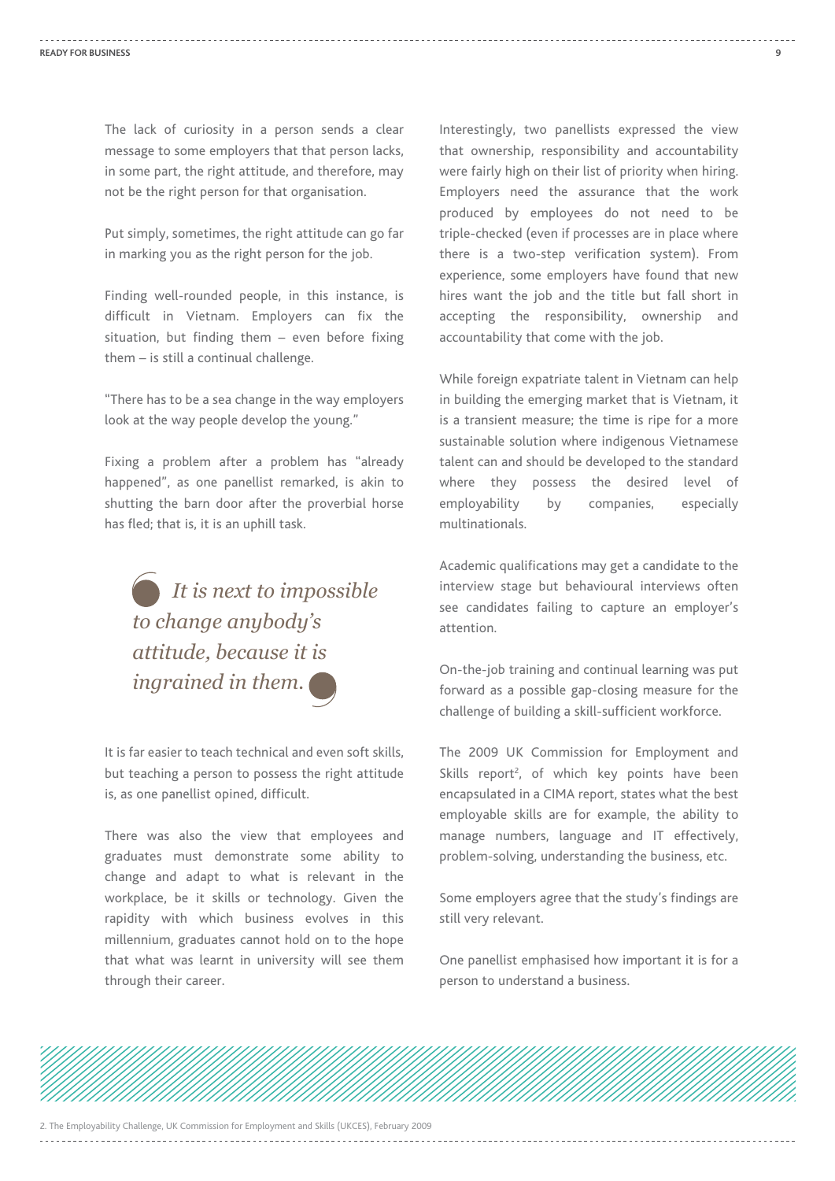The lack of curiosity in a person sends a clear message to some employers that that person lacks, in some part, the right attitude, and therefore, may not be the right person for that organisation.

Put simply, sometimes, the right attitude can go far in marking you as the right person for the job.

Finding well-rounded people, in this instance, is difficult in Vietnam. Employers can fix the situation, but finding them – even before fixing them – is still a continual challenge.

"There has to be a sea change in the way employers look at the way people develop the young."

Fixing a problem after a problem has "already happened", as one panellist remarked, is akin to shutting the barn door after the proverbial horse has fled; that is, it is an uphill task.

> *It is next to impossible to change anybody's attitude, because it is ingrained in them.*

It is far easier to teach technical and even soft skills, but teaching a person to possess the right attitude is, as one panellist opined, difficult.

There was also the view that employees and graduates must demonstrate some ability to change and adapt to what is relevant in the workplace, be it skills or technology. Given the rapidity with which business evolves in this millennium, graduates cannot hold on to the hope that what was learnt in university will see them through their career.

Interestingly, two panellists expressed the view that ownership, responsibility and accountability were fairly high on their list of priority when hiring. Employers need the assurance that the work produced by employees do not need to be triple-checked (even if processes are in place where there is a two-step verification system). From experience, some employers have found that new hires want the job and the title but fall short in accepting the responsibility, ownership and accountability that come with the job.

While foreign expatriate talent in Vietnam can help in building the emerging market that is Vietnam, it is a transient measure; the time is ripe for a more sustainable solution where indigenous Vietnamese talent can and should be developed to the standard where they possess the desired level of employability by companies, especially multinationals.

Academic qualifications may get a candidate to the interview stage but behavioural interviews often see candidates failing to capture an employer's attention.

On-the-job training and continual learning was put forward as a possible gap-closing measure for the challenge of building a skill-sufficient workforce.

The 2009 UK Commission for Employment and Skills report[2], of which key points have been encapsulated in a CIMA report, states what the best employable skills are for example, the ability to manage numbers, language and IT effectively, problem-solving, understanding the business, etc.

Some employers agree that the study's findings are still very relevant.

One panellist emphasised how important it is for a person to understand a business.

2. The Employability Challenge, UK Commission for Employment and Skills (UKCES), February 2009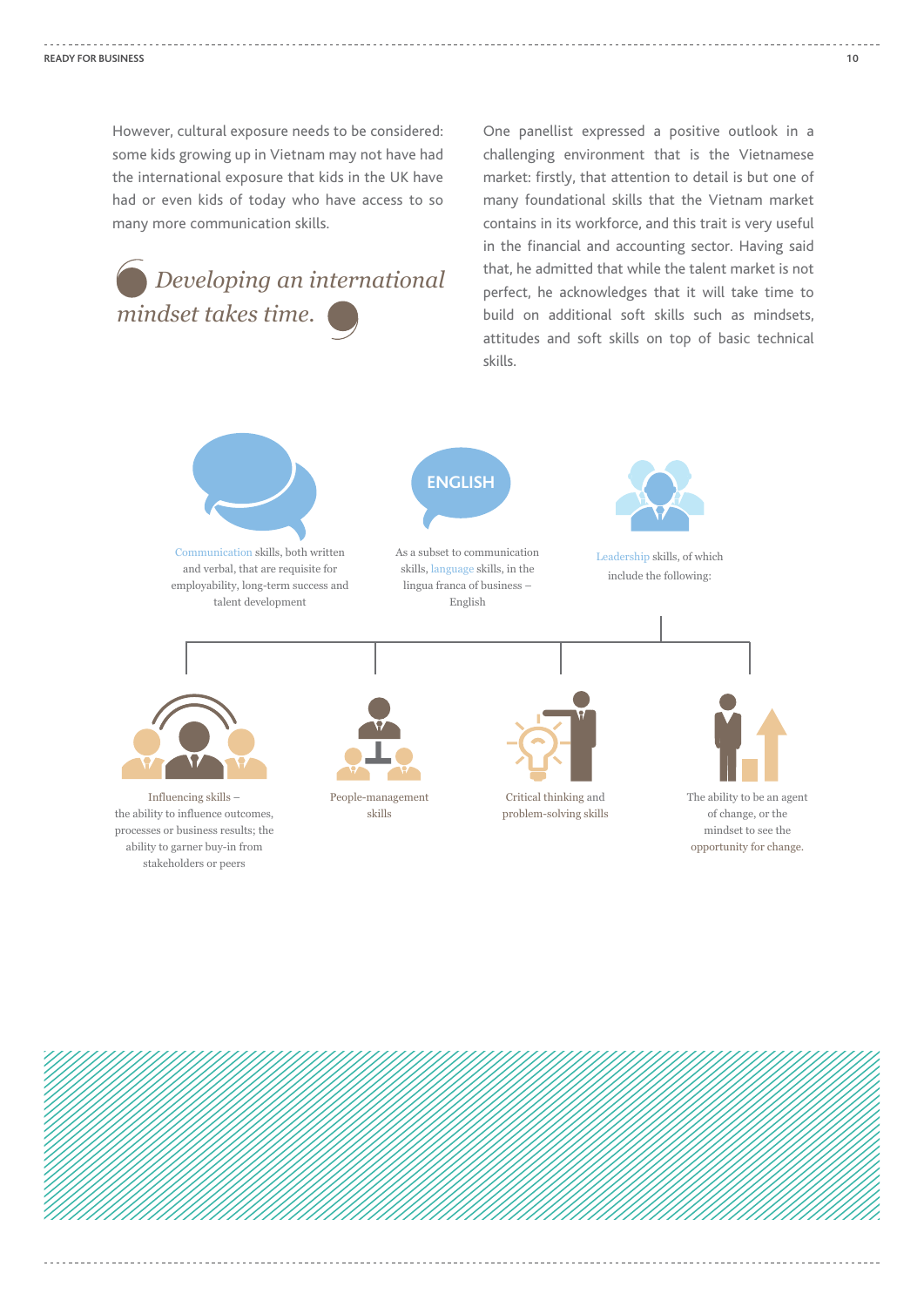However, cultural exposure needs to be considered: some kids growing up in Vietnam may not have had the international exposure that kids in the UK have had or even kids of today who have access to so many more communication skills.

> *Developing an international mindset takes time.*

One panellist expressed a positive outlook in a challenging environment that is the Vietnamese market: firstly, that attention to detail is but one of many foundational skills that the Vietnam market contains in its workforce, and this trait is very useful in the financial and accounting sector. Having said that, he admitted that while the talent market is not perfect, he acknowledges that it will take time to build on additional soft skills such as mindsets, attitudes and soft skills on top of basic technical skills.

ENGLISH

Communication skills, both written and verbal, that are requisite for employability, long-term success and talent development

As a subset to communication skills, language skills, in the lingua franca of business – English

Leadership skills, of which include the following:

- Influencing skills – the ability to influence outcomes, processes or business results; the ability to garner buy-in from stakeholders or peers
- People-management skills
- Critical thinking and problem-solving skills
- The ability to be an agent of change, or the mindset to see the opportunity for change.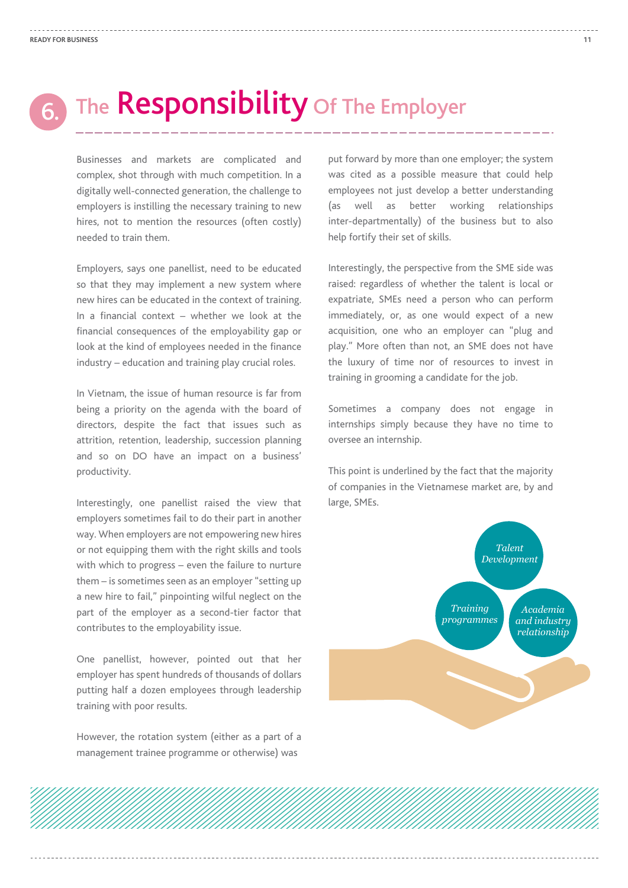# 6. The Responsibility Of The Employer

Businesses and markets are complicated and complex, shot through with much competition. In a digitally well-connected generation, the challenge to employers is instilling the necessary training to new hires, not to mention the resources (often costly) needed to train them.

Employers, says one panellist, need to be educated so that they may implement a new system where new hires can be educated in the context of training. In a financial context – whether we look at the financial consequences of the employability gap or look at the kind of employees needed in the finance industry – education and training play crucial roles.

In Vietnam, the issue of human resource is far from being a priority on the agenda with the board of directors, despite the fact that issues such as attrition, retention, leadership, succession planning and so on DO have an impact on a business' productivity.

Interestingly, one panellist raised the view that employers sometimes fail to do their part in another way. When employers are not empowering new hires or not equipping them with the right skills and tools with which to progress – even the failure to nurture them – is sometimes seen as an employer "setting up a new hire to fail," pinpointing wilful neglect on the part of the employer as a second-tier factor that contributes to the employability issue.

One panellist, however, pointed out that her employer has spent hundreds of thousands of dollars putting half a dozen employees through leadership training with poor results.

However, the rotation system (either as a part of a management trainee programme or otherwise) was put forward by more than one employer; the system was cited as a possible measure that could help employees not just develop a better understanding (as well as better working relationships inter-departmentally) of the business but to also help fortify their set of skills.

Interestingly, the perspective from the SME side was raised: regardless of whether the talent is local or expatriate, SMEs need a person who can perform immediately, or, as one would expect of a new acquisition, one who an employer can "plug and play." More often than not, an SME does not have the luxury of time nor of resources to invest in training in grooming a candidate for the job.

Sometimes a company does not engage in internships simply because they have no time to oversee an internship.

This point is underlined by the fact that the majority of companies in the Vietnamese market are, by and large, SMEs.

*Talent Development*

*Training programmes*

*Academia and industry relationship*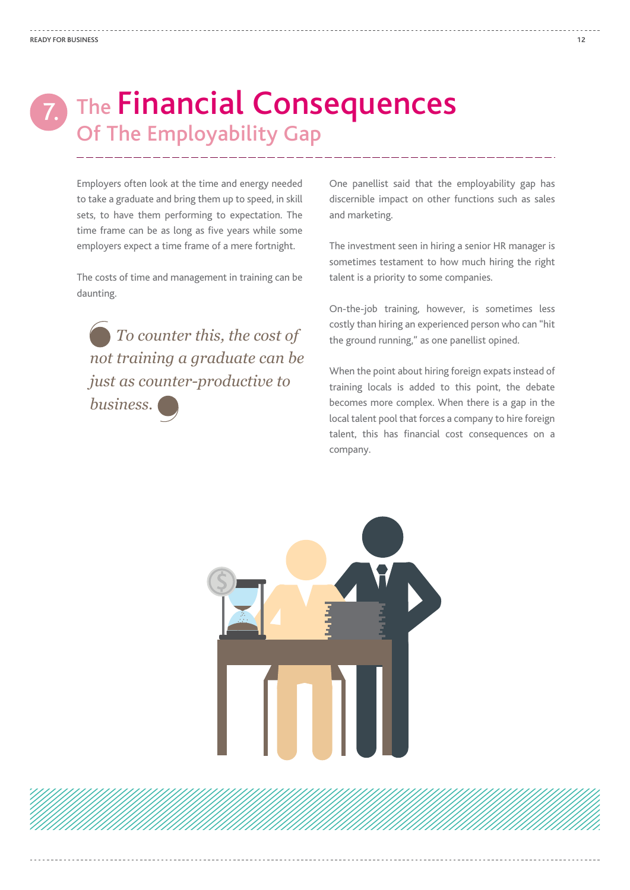# 7. The Financial Consequences Of The Employability Gap

Employers often look at the time and energy needed to take a graduate and bring them up to speed, in skill sets, to have them performing to expectation. The time frame can be as long as five years while some employers expect a time frame of a mere fortnight.

The costs of time and management in training can be daunting.

> *To counter this, the cost of not training a graduate can be just as counter-productive to business.*

One panellist said that the employability gap has discernible impact on other functions such as sales and marketing.

The investment seen in hiring a senior HR manager is sometimes testament to how much hiring the right talent is a priority to some companies.

On-the-job training, however, is sometimes less costly than hiring an experienced person who can "hit the ground running," as one panellist opined.

When the point about hiring foreign expats instead of training locals is added to this point, the debate becomes more complex. When there is a gap in the local talent pool that forces a company to hire foreign talent, this has financial cost consequences on a company.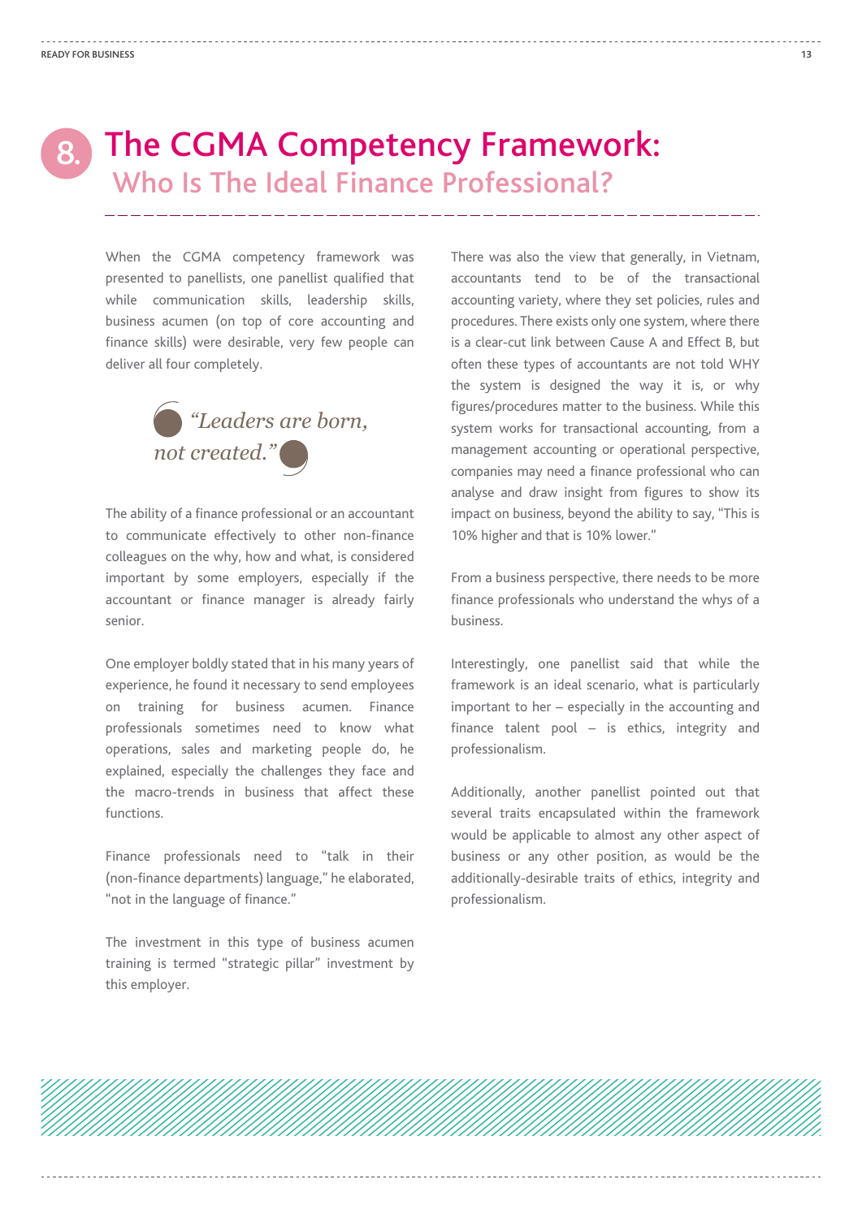# 8. The CGMA Competency Framework: Who Is The Ideal Finance Professional?

When the CGMA competency framework was presented to panellists, one panellist qualified that while communication skills, leadership skills, business acumen (on top of core accounting and finance skills) were desirable, very few people can deliver all four completely.

> *"Leaders are born, not created."*

The ability of a finance professional or an accountant to communicate effectively to other non-finance colleagues on the why, how and what, is considered important by some employers, especially if the accountant or finance manager is already fairly senior.

One employer boldly stated that in his many years of experience, he found it necessary to send employees on training for business acumen. Finance professionals sometimes need to know what operations, sales and marketing people do, he explained, especially the challenges they face and the macro-trends in business that affect these functions.

Finance professionals need to "talk in their (non-finance departments) language," he elaborated, "not in the language of finance."

The investment in this type of business acumen training is termed "strategic pillar" investment by this employer.

There was also the view that generally, in Vietnam, accountants tend to be of the transactional accounting variety, where they set policies, rules and procedures. There exists only one system, where there is a clear-cut link between Cause A and Effect B, but often these types of accountants are not told WHY the system is designed the way it is, or why figures/procedures matter to the business. While this system works for transactional accounting, from a management accounting or operational perspective, companies may need a finance professional who can analyse and draw insight from figures to show its impact on business, beyond the ability to say, "This is 10% higher and that is 10% lower."

From a business perspective, there needs to be more finance professionals who understand the whys of a business.

Interestingly, one panellist said that while the framework is an ideal scenario, what is particularly important to her – especially in the accounting and finance talent pool – is ethics, integrity and professionalism.

Additionally, another panellist pointed out that several traits encapsulated within the framework would be applicable to almost any other aspect of business or any other position, as would be the additionally-desirable traits of ethics, integrity and professionalism.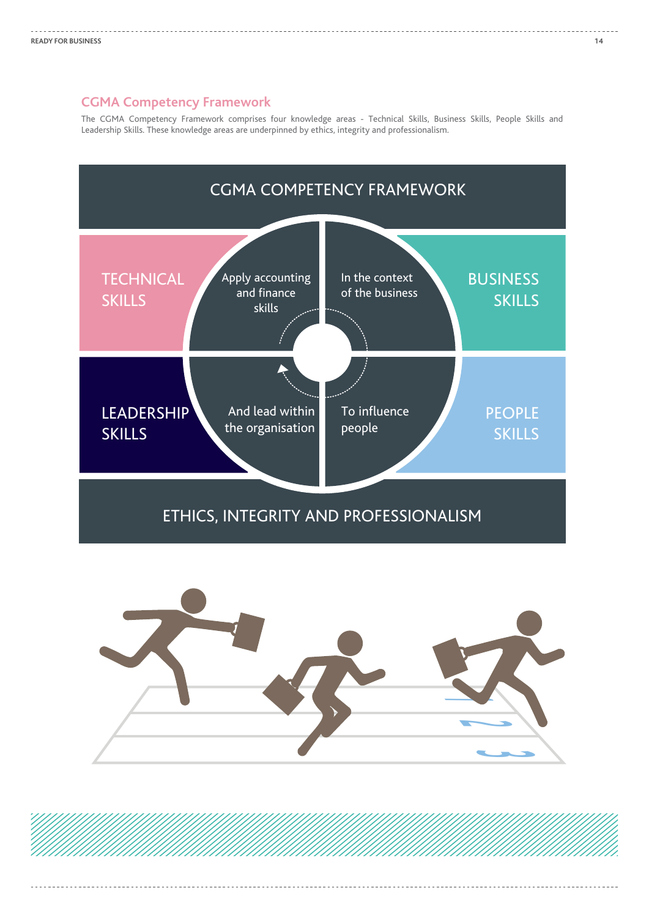## CGMA Competency Framework

The CGMA Competency Framework comprises four knowledge areas - Technical Skills, Business Skills, People Skills and Leadership Skills. These knowledge areas are underpinned by ethics, integrity and professionalism.

CGMA COMPETENCY FRAMEWORK

TECHNICAL SKILLS

Apply accounting and finance skills

In the context of the business

BUSINESS SKILLS

LEADERSHIP SKILLS

And lead within the organisation

To influence people

PEOPLE SKILLS

ETHICS, INTEGRITY AND PROFESSIONALISM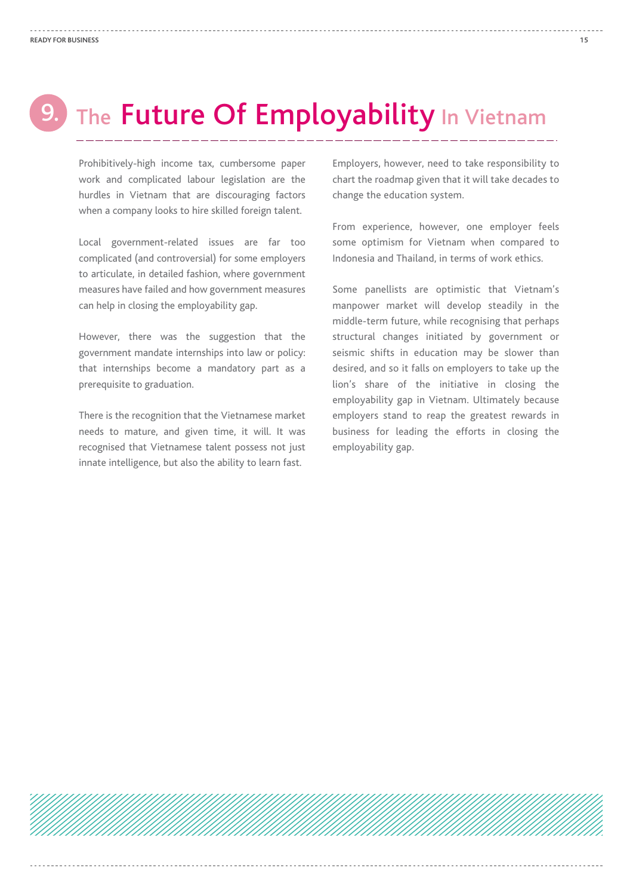# 9. The Future Of Employability In Vietnam

Prohibitively-high income tax, cumbersome paper work and complicated labour legislation are the hurdles in Vietnam that are discouraging factors when a company looks to hire skilled foreign talent.

Local government-related issues are far too complicated (and controversial) for some employers to articulate, in detailed fashion, where government measures have failed and how government measures can help in closing the employability gap.

However, there was the suggestion that the government mandate internships into law or policy: that internships become a mandatory part as a prerequisite to graduation.

There is the recognition that the Vietnamese market needs to mature, and given time, it will. It was recognised that Vietnamese talent possess not just innate intelligence, but also the ability to learn fast.

Employers, however, need to take responsibility to chart the roadmap given that it will take decades to change the education system.

From experience, however, one employer feels some optimism for Vietnam when compared to Indonesia and Thailand, in terms of work ethics.

Some panellists are optimistic that Vietnam's manpower market will develop steadily in the middle-term future, while recognising that perhaps structural changes initiated by government or seismic shifts in education may be slower than desired, and so it falls on employers to take up the lion's share of the initiative in closing the employability gap in Vietnam. Ultimately because employers stand to reap the greatest rewards in business for leading the efforts in closing the employability gap.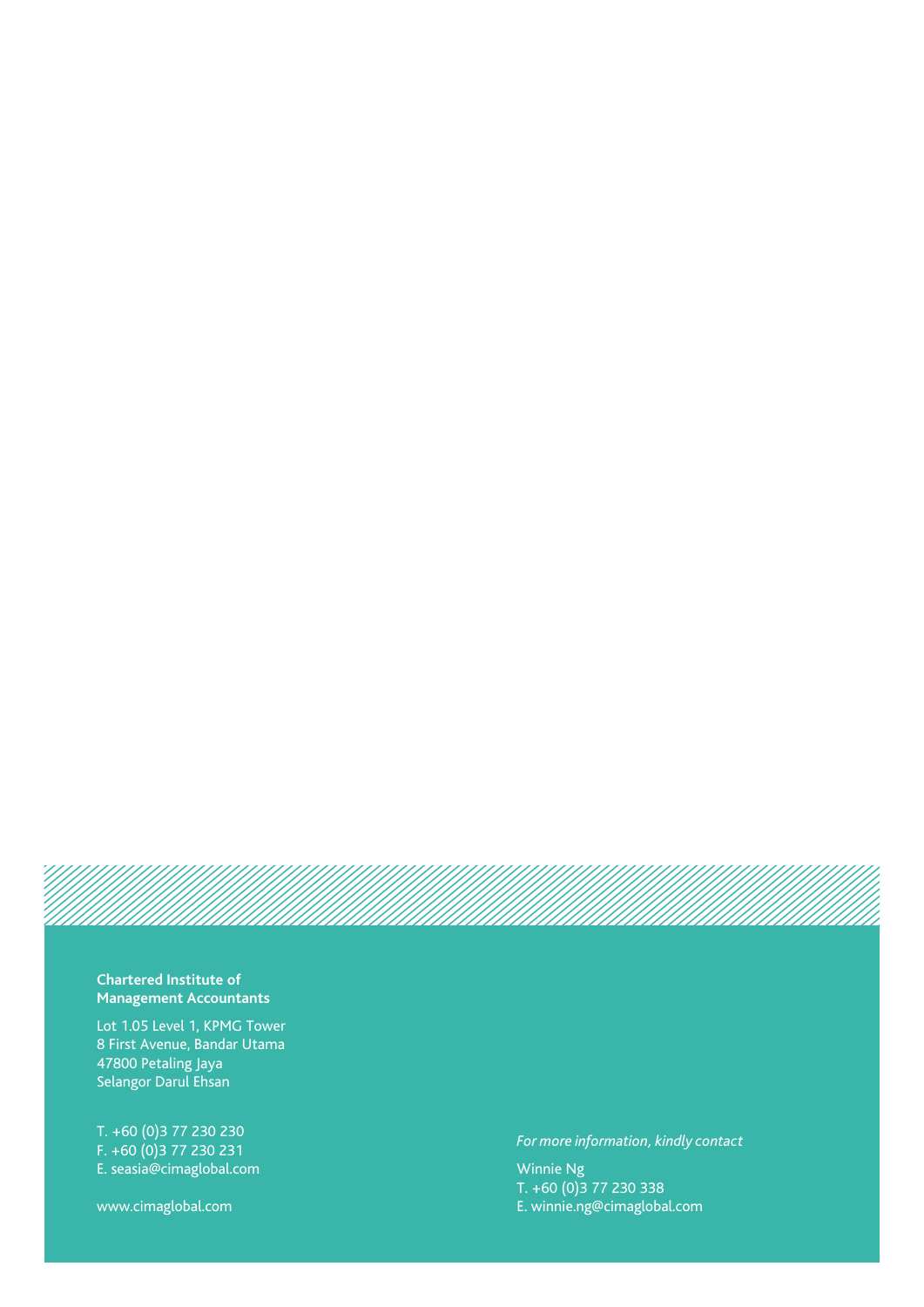**Chartered Institute of Management Accountants**

Lot 1.05 Level 1, KPMG Tower
8 First Avenue, Bandar Utama
47800 Petaling Jaya
Selangor Darul Ehsan

T. +60 (0)3 77 230 230
F. +60 (0)3 77 230 231
E. seasia@cimaglobal.com

www.cimaglobal.com

*For more information, kindly contact*

Winnie Ng
T. +60 (0)3 77 230 338
E. winnie.ng@cimaglobal.com